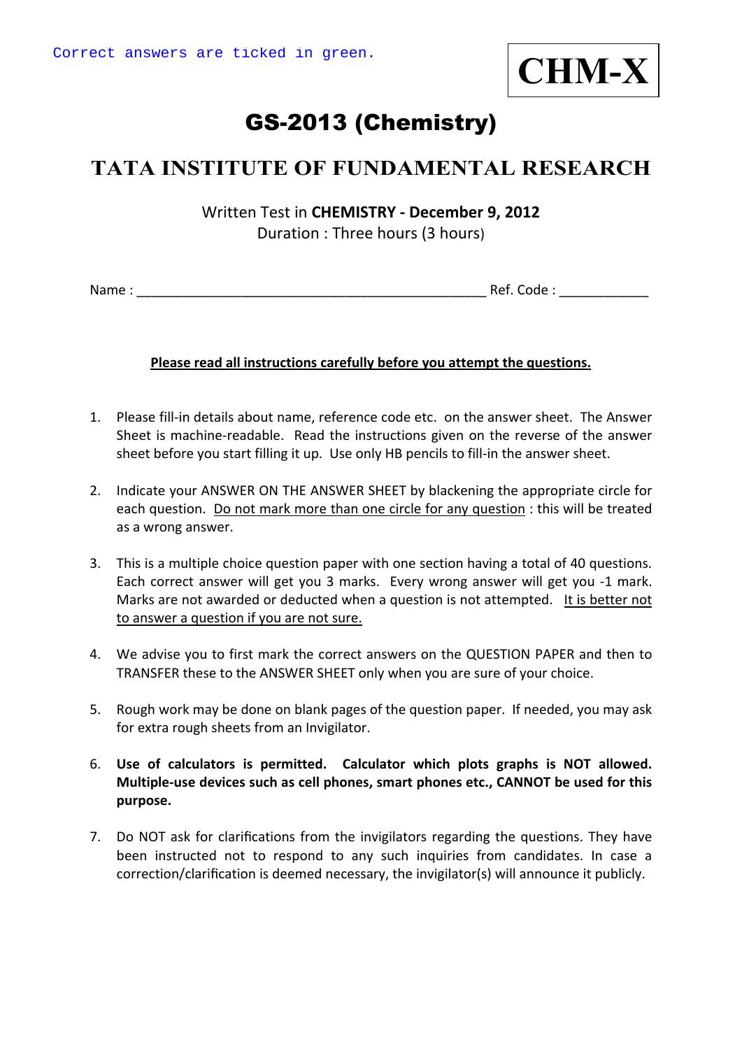Correct answers are ticked in green.

**CHM-X**

# GS-2013 (Chemistry)

## TATA INSTITUTE OF FUNDAMENTAL RESEARCH

Written Test in **CHEMISTRY - December 9, 2012**
Duration : Three hours (3 hours)

Name : ________________________________________________ Ref. Code : ____________

**Please read all instructions carefully before you attempt the questions.**

1. Please fill-in details about name, reference code etc. on the answer sheet. The Answer Sheet is machine-readable. Read the instructions given on the reverse of the answer sheet before you start filling it up. Use only HB pencils to fill-in the answer sheet.

2. Indicate your ANSWER ON THE ANSWER SHEET by blackening the appropriate circle for each question. Do not mark more than one circle for any question : this will be treated as a wrong answer.

3. This is a multiple choice question paper with one section having a total of 40 questions. Each correct answer will get you 3 marks. Every wrong answer will get you -1 mark. Marks are not awarded or deducted when a question is not attempted. It is better not to answer a question if you are not sure.

4. We advise you to first mark the correct answers on the QUESTION PAPER and then to TRANSFER these to the ANSWER SHEET only when you are sure of your choice.

5. Rough work may be done on blank pages of the question paper. If needed, you may ask for extra rough sheets from an Invigilator.

6. **Use of calculators is permitted. Calculator which plots graphs is NOT allowed. Multiple-use devices such as cell phones, smart phones etc., CANNOT be used for this purpose.**

7. Do NOT ask for clarifications from the invigilators regarding the questions. They have been instructed not to respond to any such inquiries from candidates. In case a correction/clarification is deemed necessary, the invigilator(s) will announce it publicly.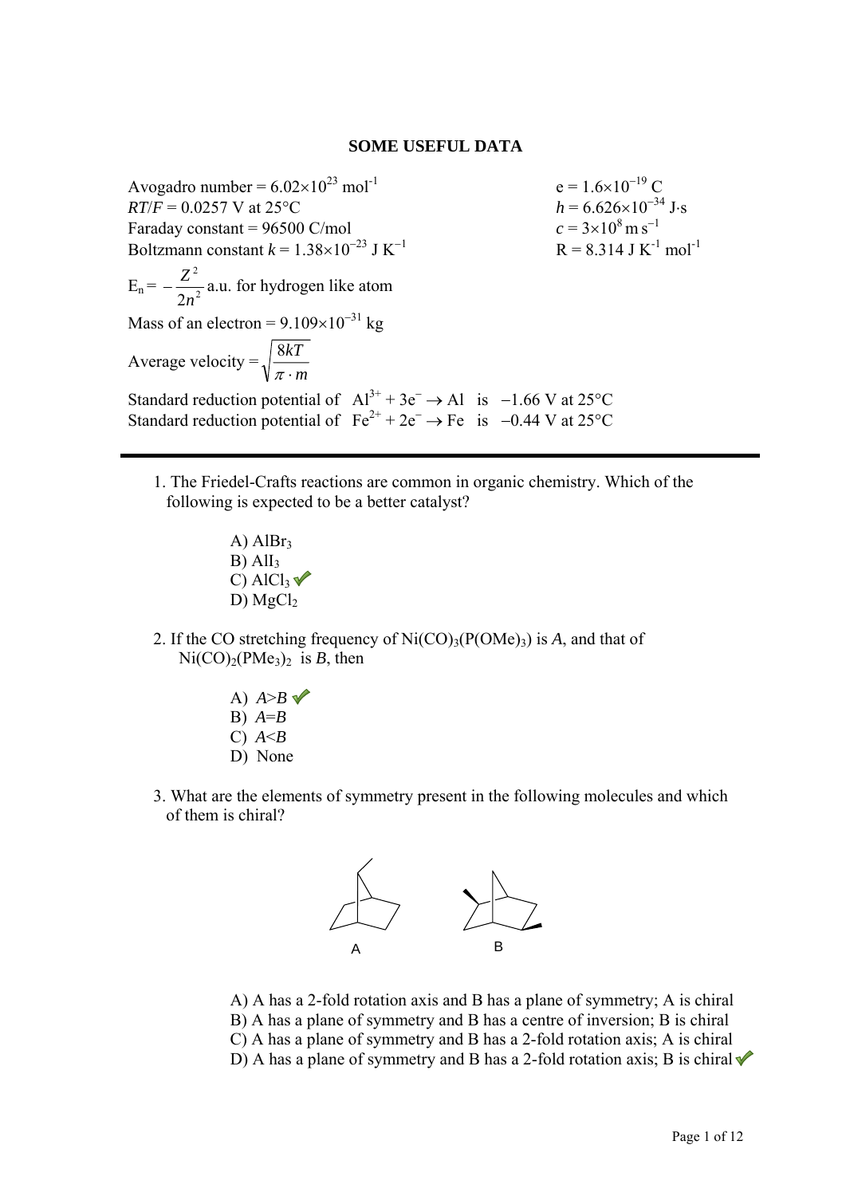## SOME USEFUL DATA

Avogadro number = $6.02\times10^{23}$ mol$^{-1}$

$e = 1.6\times10^{-19}$ C

$RT/F = 0.0257$ V at 25°C

$h = 6.626\times10^{-34}$ J·s

Faraday constant = 96500 C/mol

$c = 3\times10^{8}$ m s$^{-1}$

Boltzmann constant $k = 1.38\times10^{-23}$ J K$^{-1}$

R = 8.314 J K$^{-1}$ mol$^{-1}$

$E_n = -\dfrac{Z^2}{2n^2}$ a.u. for hydrogen like atom

Mass of an electron = $9.109\times10^{-31}$ kg

Average velocity = $\sqrt{\dfrac{8kT}{\pi \cdot m}}$

Standard reduction potential of $Al^{3+} + 3e^- \rightarrow Al$ is $-1.66$ V at 25°C

Standard reduction potential of $Fe^{2+} + 2e^- \rightarrow Fe$ is $-0.44$ V at 25°C

---

1. The Friedel-Crafts reactions are common in organic chemistry. Which of the following is expected to be a better catalyst?

   A) $AlBr_3$
   B) $AlI_3$
   C) $AlCl_3$ ✔
   D) $MgCl_2$

2. If the CO stretching frequency of $Ni(CO)_3(P(OMe)_3)$ is $A$, and that of $Ni(CO)_2(PMe_3)_2$ is $B$, then

   A) $A>B$ ✔
   B) $A=B$
   C) $A<B$
   D) None

3. What are the elements of symmetry present in the following molecules and which of them is chiral?

   A &nbsp;&nbsp;&nbsp;&nbsp;&nbsp;&nbsp; B

   A) A has a 2-fold rotation axis and B has a plane of symmetry; A is chiral
   B) A has a plane of symmetry and B has a centre of inversion; B is chiral
   C) A has a plane of symmetry and B has a 2-fold rotation axis; A is chiral
   D) A has a plane of symmetry and B has a 2-fold rotation axis; B is chiral ✔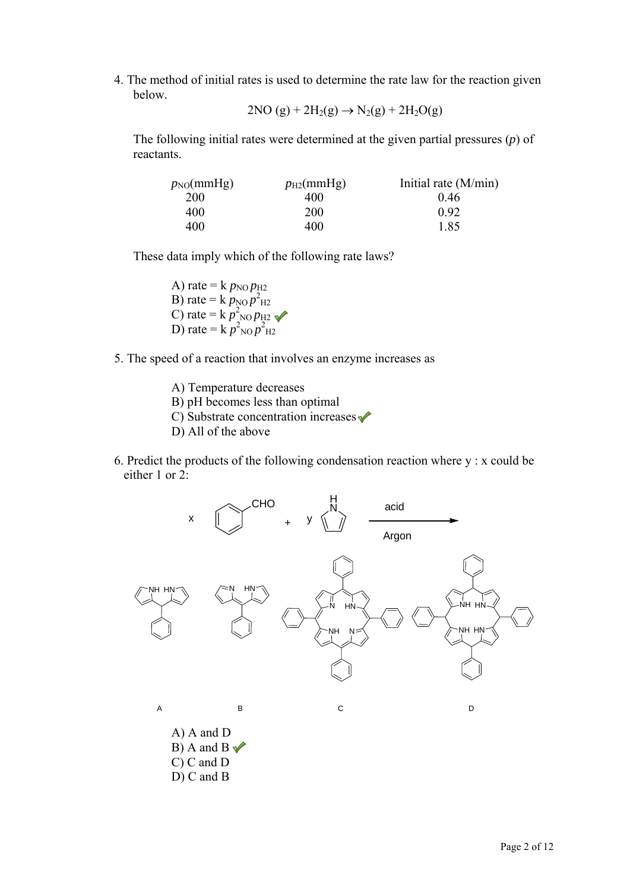4. The method of initial rates is used to determine the rate law for the reaction given below.

$$2NO\ (g) + 2H_2(g) \rightarrow N_2(g) + 2H_2O(g)$$

The following initial rates were determined at the given partial pressures ($p$) of reactants.

| $p_{NO}$(mmHg) | $p_{H2}$(mmHg) | Initial rate (M/min) |
| --- | --- | --- |
| 200 | 400 | 0.46 |
| 400 | 200 | 0.92 |
| 400 | 400 | 1.85 |

These data imply which of the following rate laws?

A) rate = k $p_{NO}\, p_{H2}$
B) rate = k $p_{NO}\, p^2_{H2}$
C) rate = k $p^2_{NO}\, p_{H2}$ ✓
D) rate = k $p^2_{NO}\, p^2_{H2}$

5. The speed of a reaction that involves an enzyme increases as

A) Temperature decreases
B) pH becomes less than optimal
C) Substrate concentration increases ✓
D) All of the above

6. Predict the products of the following condensation reaction where y : x could be either 1 or 2:

x (benzaldehyde, CHO) + y (pyrrole) —acid, Argon→

A, B, C, D

A) A and D
B) A and B ✓
C) C and D
D) C and B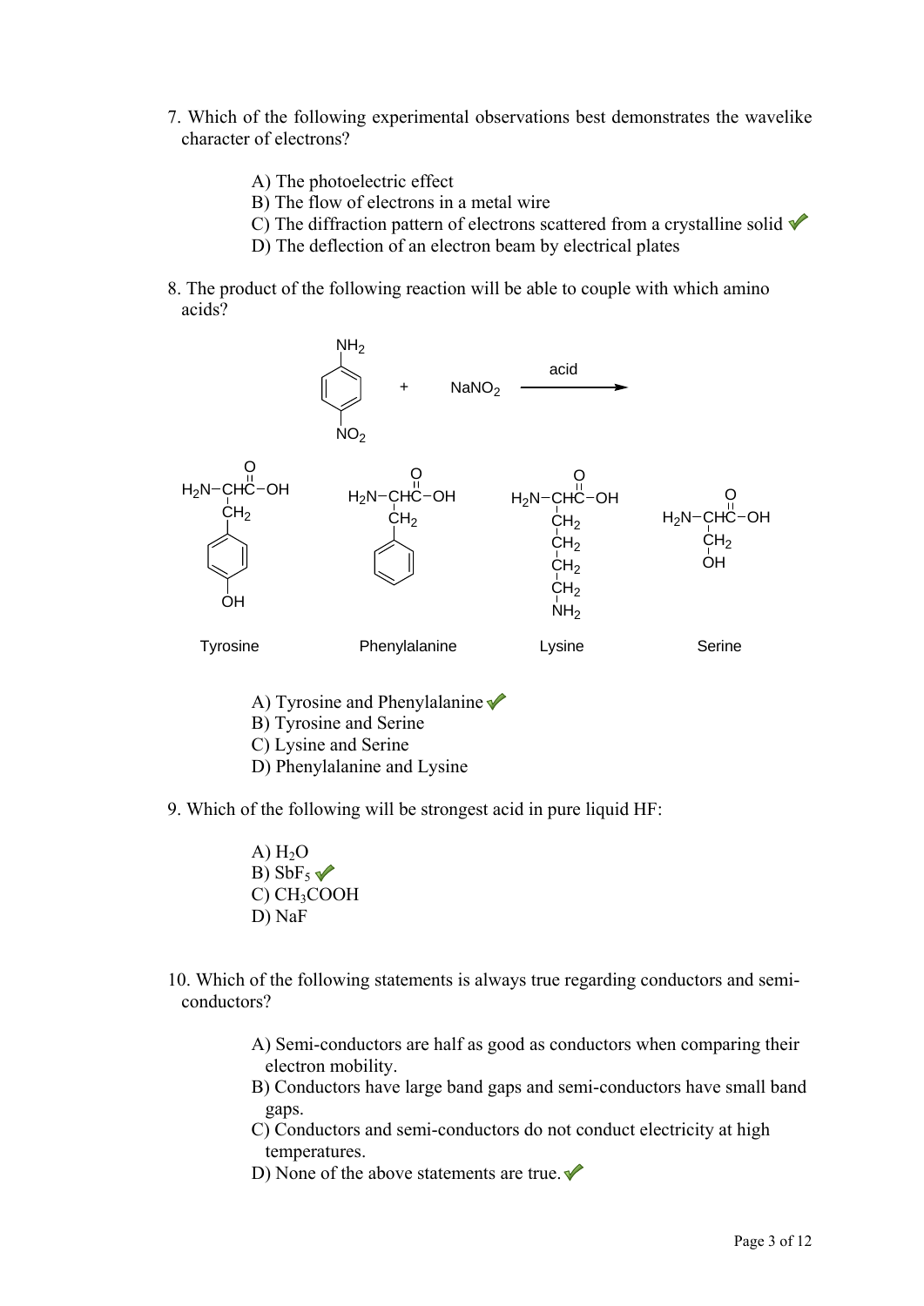7. Which of the following experimental observations best demonstrates the wavelike character of electrons?

A) The photoelectric effect
B) The flow of electrons in a metal wire
C) The diffraction pattern of electrons scattered from a crystalline solid ✔
D) The deflection of an electron beam by electrical plates

8. The product of the following reaction will be able to couple with which amino acids?

$$p\text{-}NO_2C_6H_4NH_2 + NaNO_2 \xrightarrow{\text{acid}}$$

Tyrosine: $H_2N-CH(CH_2C_6H_4OH)-COOH$

Phenylalanine: $H_2N-CH(CH_2C_6H_5)-COOH$

Lysine: $H_2N-CH(CH_2CH_2CH_2CH_2NH_2)-COOH$

Serine: $H_2N-CH(CH_2OH)-COOH$

A) Tyrosine and Phenylalanine ✔
B) Tyrosine and Serine
C) Lysine and Serine
D) Phenylalanine and Lysine

9. Which of the following will be strongest acid in pure liquid HF:

A) $H_2O$
B) $SbF_5$ ✔
C) $CH_3COOH$
D) NaF

10. Which of the following statements is always true regarding conductors and semi-conductors?

A) Semi-conductors are half as good as conductors when comparing their electron mobility.
B) Conductors have large band gaps and semi-conductors have small band gaps.
C) Conductors and semi-conductors do not conduct electricity at high temperatures.
D) None of the above statements are true. ✔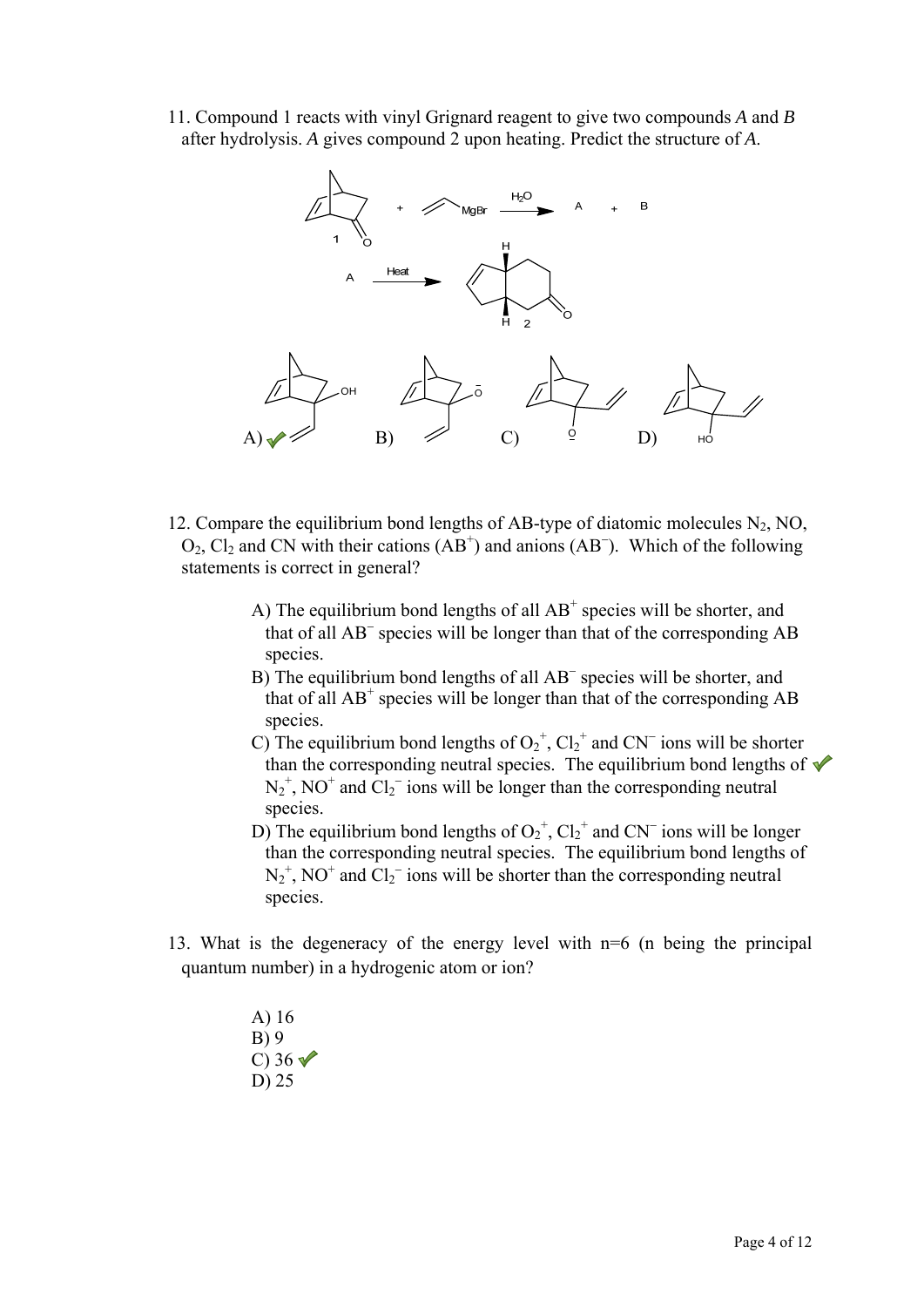11. Compound 1 reacts with vinyl Grignard reagent to give two compounds *A* and *B* after hydrolysis. *A* gives compound 2 upon heating. Predict the structure of *A*.

A) ✓

B)

C)

D)

12. Compare the equilibrium bond lengths of AB-type of diatomic molecules $N_2$, NO, $O_2$, $Cl_2$ and CN with their cations ($AB^+$) and anions ($AB^-$). Which of the following statements is correct in general?

   A) The equilibrium bond lengths of all $AB^+$ species will be shorter, and that of all $AB^-$ species will be longer than that of the corresponding AB species.
   B) The equilibrium bond lengths of all $AB^-$ species will be shorter, and that of all $AB^+$ species will be longer than that of the corresponding AB species.
   C) The equilibrium bond lengths of $O_2^+$, $Cl_2^+$ and $CN^-$ ions will be shorter than the corresponding neutral species. The equilibrium bond lengths of $N_2^+$, $NO^+$ and $Cl_2^-$ ions will be longer than the corresponding neutral species. ✓
   D) The equilibrium bond lengths of $O_2^+$, $Cl_2^+$ and $CN^-$ ions will be longer than the corresponding neutral species. The equilibrium bond lengths of $N_2^+$, $NO^+$ and $Cl_2^-$ ions will be shorter than the corresponding neutral species.

13. What is the degeneracy of the energy level with n=6 (n being the principal quantum number) in a hydrogenic atom or ion?

   A) 16
   B) 9
   C) 36 ✓
   D) 25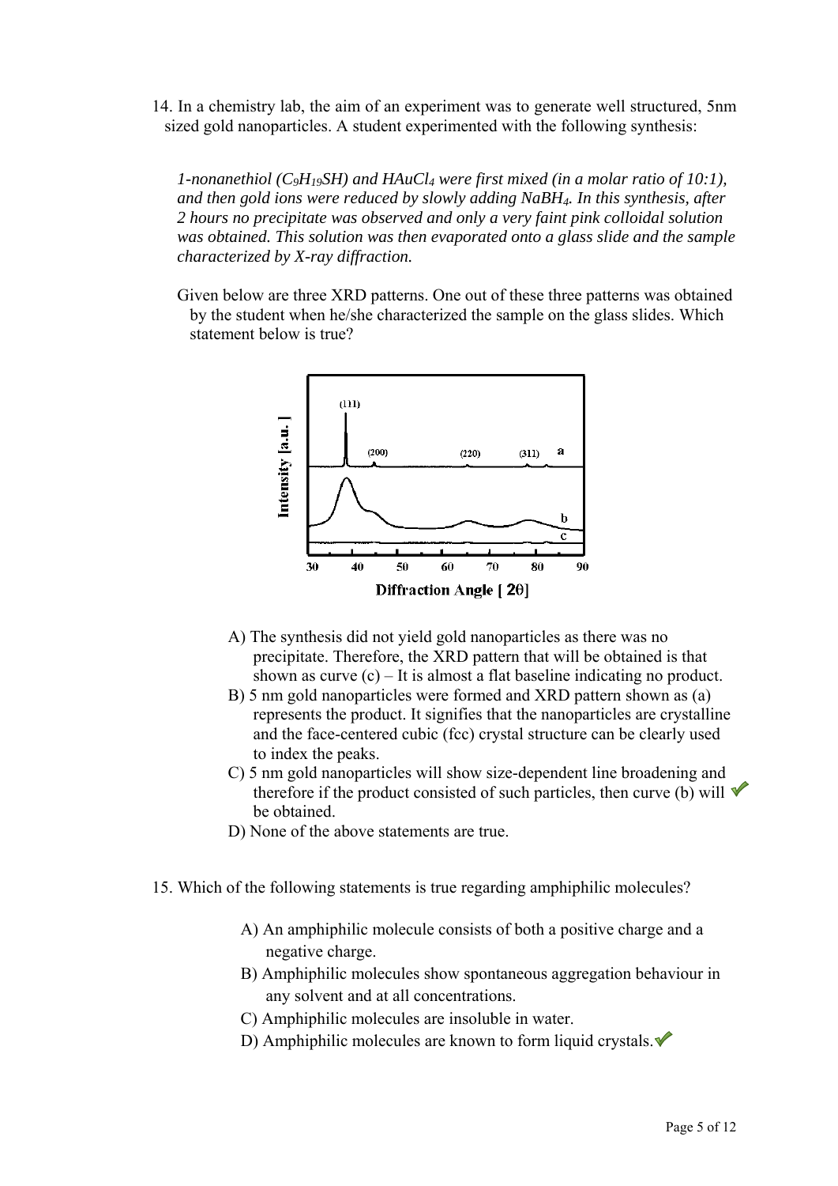14. In a chemistry lab, the aim of an experiment was to generate well structured, 5nm sized gold nanoparticles. A student experimented with the following synthesis:

*1-nonanethiol ($C_9H_{19}SH$) and $HAuCl_4$ were first mixed (in a molar ratio of 10:1), and then gold ions were reduced by slowly adding $NaBH_4$. In this synthesis, after 2 hours no precipitate was observed and only a very faint pink colloidal solution was obtained. This solution was then evaporated onto a glass slide and the sample characterized by X-ray diffraction.*

Given below are three XRD patterns. One out of these three patterns was obtained by the student when he/she characterized the sample on the glass slides. Which statement below is true?

A) The synthesis did not yield gold nanoparticles as there was no precipitate. Therefore, the XRD pattern that will be obtained is that shown as curve (c) – It is almost a flat baseline indicating no product.

B) 5 nm gold nanoparticles were formed and XRD pattern shown as (a) represents the product. It signifies that the nanoparticles are crystalline and the face-centered cubic (fcc) crystal structure can be clearly used to index the peaks.

C) 5 nm gold nanoparticles will show size-dependent line broadening and therefore if the product consisted of such particles, then curve (b) will be obtained. ✓

D) None of the above statements are true.

15. Which of the following statements is true regarding amphiphilic molecules?

A) An amphiphilic molecule consists of both a positive charge and a negative charge.

B) Amphiphilic molecules show spontaneous aggregation behaviour in any solvent and at all concentrations.

C) Amphiphilic molecules are insoluble in water.

D) Amphiphilic molecules are known to form liquid crystals. ✓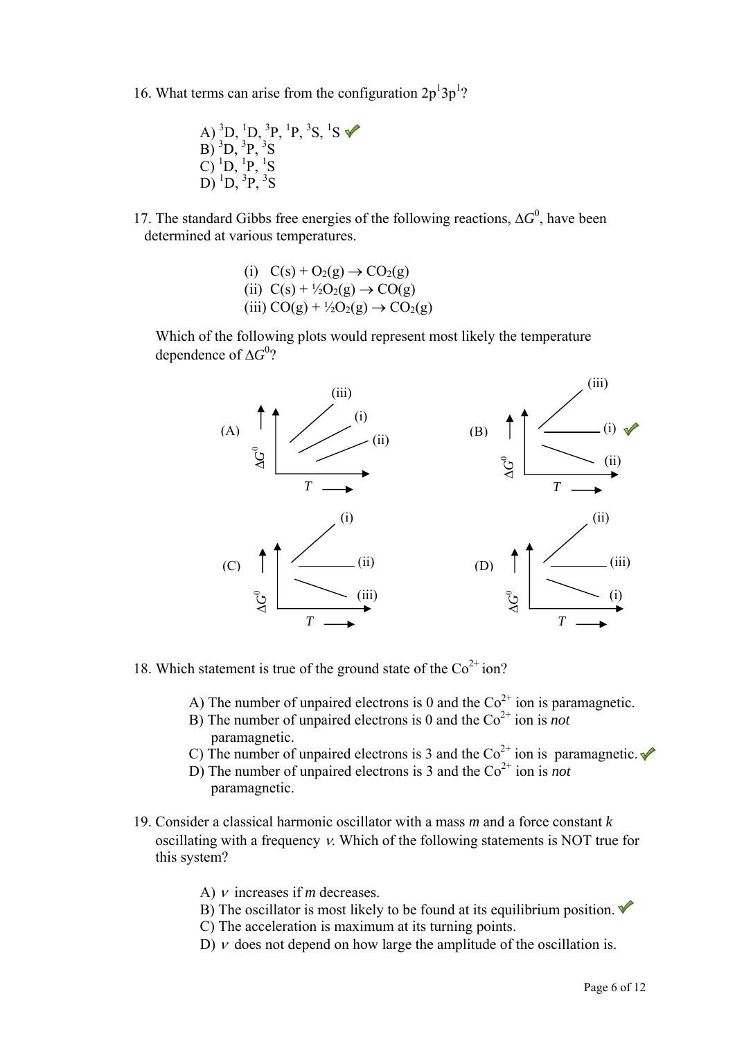16. What terms can arise from the configuration $2p^1 3p^1$?

A) $^3D$, $^1D$, $^3P$, $^1P$, $^3S$, $^1S$ ✔
B) $^3D$, $^3P$, $^3S$
C) $^1D$, $^1P$, $^1S$
D) $^1D$, $^3P$, $^3S$

17. The standard Gibbs free energies of the following reactions, $\Delta G^0$, have been determined at various temperatures.

(i) $C(s) + O_2(g) \rightarrow CO_2(g)$
(ii) $C(s) + \frac{1}{2}O_2(g) \rightarrow CO(g)$
(iii) $CO(g) + \frac{1}{2}O_2(g) \rightarrow CO_2(g)$

Which of the following plots would represent most likely the temperature dependence of $\Delta G^0$?

(A) Plot of $\Delta G^0$ vs $T$: (iii), (i), (ii)

(B) Plot of $\Delta G^0$ vs $T$: (iii), (i), (ii) ✔

(C) Plot of $\Delta G^0$ vs $T$: (i), (ii), (iii)

(D) Plot of $\Delta G^0$ vs $T$: (ii), (iii), (i)

18. Which statement is true of the ground state of the $Co^{2+}$ ion?

A) The number of unpaired electrons is 0 and the $Co^{2+}$ ion is paramagnetic.
B) The number of unpaired electrons is 0 and the $Co^{2+}$ ion is *not* paramagnetic.
C) The number of unpaired electrons is 3 and the $Co^{2+}$ ion is paramagnetic. ✔
D) The number of unpaired electrons is 3 and the $Co^{2+}$ ion is *not* paramagnetic.

19. Consider a classical harmonic oscillator with a mass $m$ and a force constant $k$ oscillating with a frequency $\nu$. Which of the following statements is NOT true for this system?

A) $\nu$ increases if $m$ decreases.
B) The oscillator is most likely to be found at its equilibrium position. ✔
C) The acceleration is maximum at its turning points.
D) $\nu$ does not depend on how large the amplitude of the oscillation is.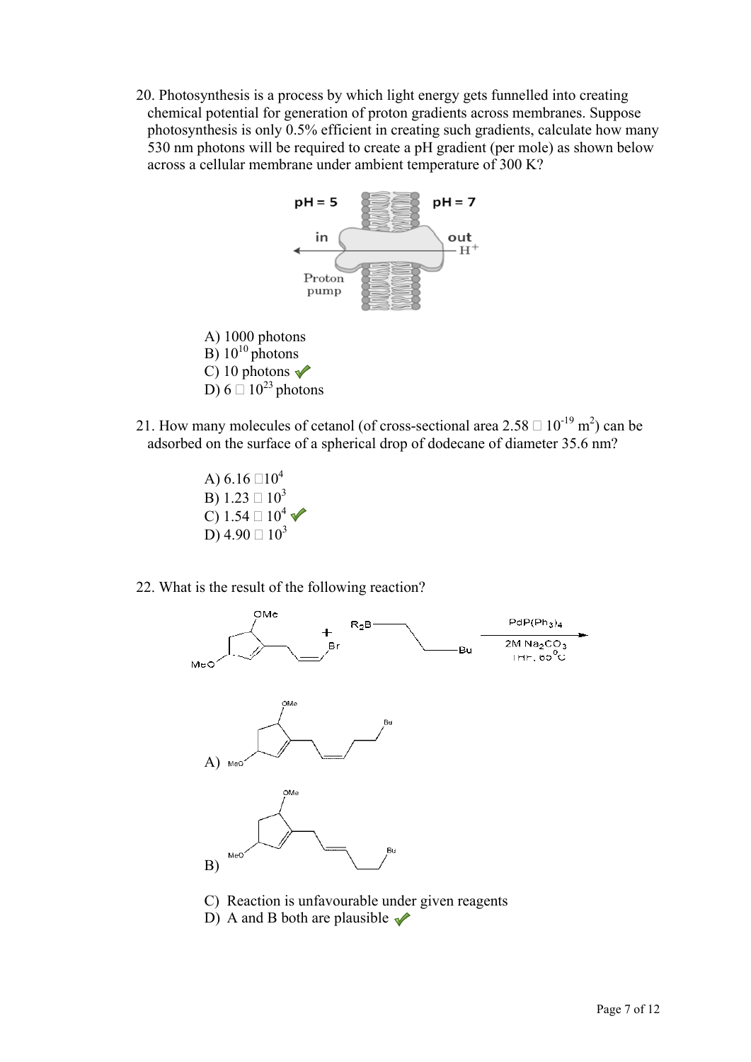20. Photosynthesis is a process by which light energy gets funnelled into creating chemical potential for generation of proton gradients across membranes. Suppose photosynthesis is only 0.5% efficient in creating such gradients, calculate how many 530 nm photons will be required to create a pH gradient (per mole) as shown below across a cellular membrane under ambient temperature of 300 K?

pH = 5 | pH = 7
in | out
Proton pump
$H^+$

A) 1000 photons
B) $10^{10}$ photons
C) 10 photons ✓
D) $6 \times 10^{23}$ photons

21. How many molecules of cetanol (of cross-sectional area $2.58 \times 10^{-19}$ $m^2$) can be adsorbed on the surface of a spherical drop of dodecane of diameter 35.6 nm?

A) $6.16 \times 10^4$
B) $1.23 \times 10^3$
C) $1.54 \times 10^4$ ✓
D) $4.90 \times 10^3$

22. What is the result of the following reaction?

OMe, MeO, Br + $R_2B$, Bu; $PdP(Ph_3)_4$, 2M $Na_2CO_3$, THF, 65 °C

A) OMe, Bu, MeO

B) OMe, MeO, Bu

C) Reaction is unfavourable under given reagents
D) A and B both are plausible ✓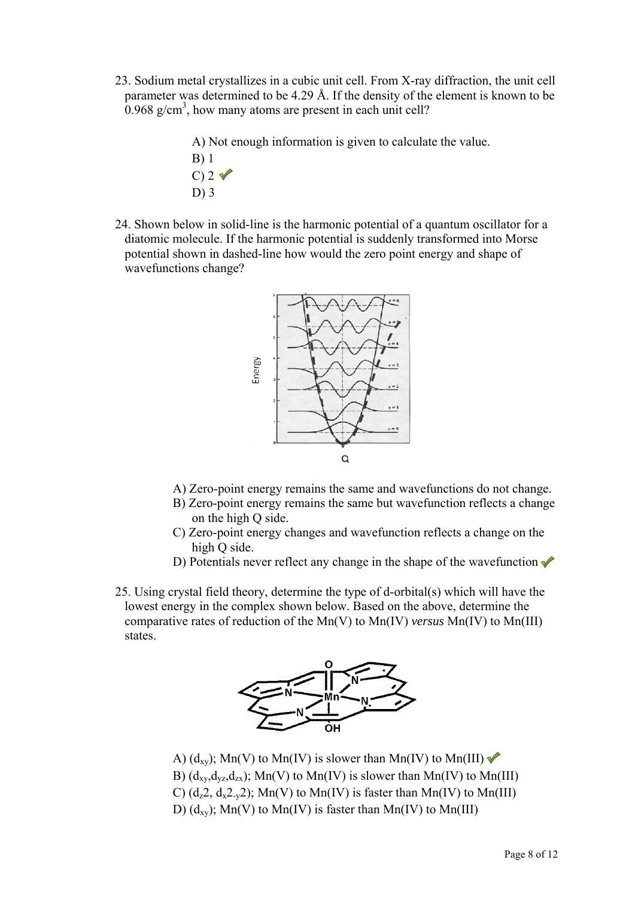23. Sodium metal crystallizes in a cubic unit cell. From X-ray diffraction, the unit cell parameter was determined to be 4.29 Å. If the density of the element is known to be $0.968\ g/cm^3$, how many atoms are present in each unit cell?

A) Not enough information is given to calculate the value.
B) 1
C) 2 ✓
D) 3

24. Shown below in solid-line is the harmonic potential of a quantum oscillator for a diatomic molecule. If the harmonic potential is suddenly transformed into Morse potential shown in dashed-line how would the zero point energy and shape of wavefunctions change?

A) Zero-point energy remains the same and wavefunctions do not change.
B) Zero-point energy remains the same but wavefunction reflects a change on the high Q side.
C) Zero-point energy changes and wavefunction reflects a change on the high Q side.
D) Potentials never reflect any change in the shape of the wavefunction ✓

25. Using crystal field theory, determine the type of d-orbital(s) which will have the lowest energy in the complex shown below. Based on the above, determine the comparative rates of reduction of the Mn(V) to Mn(IV) *versus* Mn(IV) to Mn(III) states.

A) ($d_{xy}$); Mn(V) to Mn(IV) is slower than Mn(IV) to Mn(III) ✓
B) ($d_{xy}$,$d_{yz}$,$d_{zx}$); Mn(V) to Mn(IV) is slower than Mn(IV) to Mn(III)
C) ($d_{z^2}$, $d_{x^2-y^2}$); Mn(V) to Mn(IV) is faster than Mn(IV) to Mn(III)
D) ($d_{xy}$); Mn(V) to Mn(IV) is faster than Mn(IV) to Mn(III)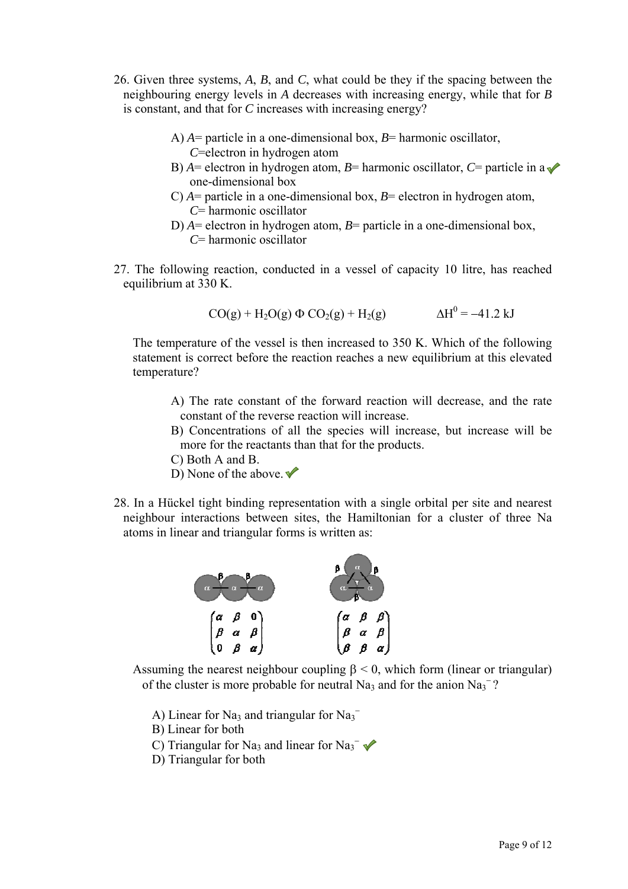26. Given three systems, *A*, *B*, and *C*, what could be they if the spacing between the neighbouring energy levels in *A* decreases with increasing energy, while that for *B* is constant, and that for *C* increases with increasing energy?

A) *A*= particle in a one-dimensional box, *B*= harmonic oscillator, *C*=electron in hydrogen atom
B) *A*= electron in hydrogen atom, *B*= harmonic oscillator, *C*= particle in a one-dimensional box ✓
C) *A*= particle in a one-dimensional box, *B*= electron in hydrogen atom, *C*= harmonic oscillator
D) *A*= electron in hydrogen atom, *B*= particle in a one-dimensional box, *C*= harmonic oscillator

27. The following reaction, conducted in a vessel of capacity 10 litre, has reached equilibrium at 330 K.

$$CO(g) + H_2O(g) \rightleftharpoons CO_2(g) + H_2(g) \qquad \Delta H^0 = -41.2 \text{ kJ}$$

The temperature of the vessel is then increased to 350 K. Which of the following statement is correct before the reaction reaches a new equilibrium at this elevated temperature?

A) The rate constant of the forward reaction will decrease, and the rate constant of the reverse reaction will increase.
B) Concentrations of all the species will increase, but increase will be more for the reactants than that for the products.
C) Both A and B.
D) None of the above. ✓

28. In a Hückel tight binding representation with a single orbital per site and nearest neighbour interactions between sites, the Hamiltonian for a cluster of three Na atoms in linear and triangular forms is written as:

$$\begin{pmatrix} \alpha & \beta & 0 \\ \beta & \alpha & \beta \\ 0 & \beta & \alpha \end{pmatrix} \qquad \begin{pmatrix} \alpha & \beta & \beta \\ \beta & \alpha & \beta \\ \beta & \beta & \alpha \end{pmatrix}$$

Assuming the nearest neighbour coupling $\beta < 0$, which form (linear or triangular) of the cluster is more probable for neutral $Na_3$ and for the anion $Na_3^-$?

A) Linear for $Na_3$ and triangular for $Na_3^-$
B) Linear for both
C) Triangular for $Na_3$ and linear for $Na_3^-$ ✓
D) Triangular for both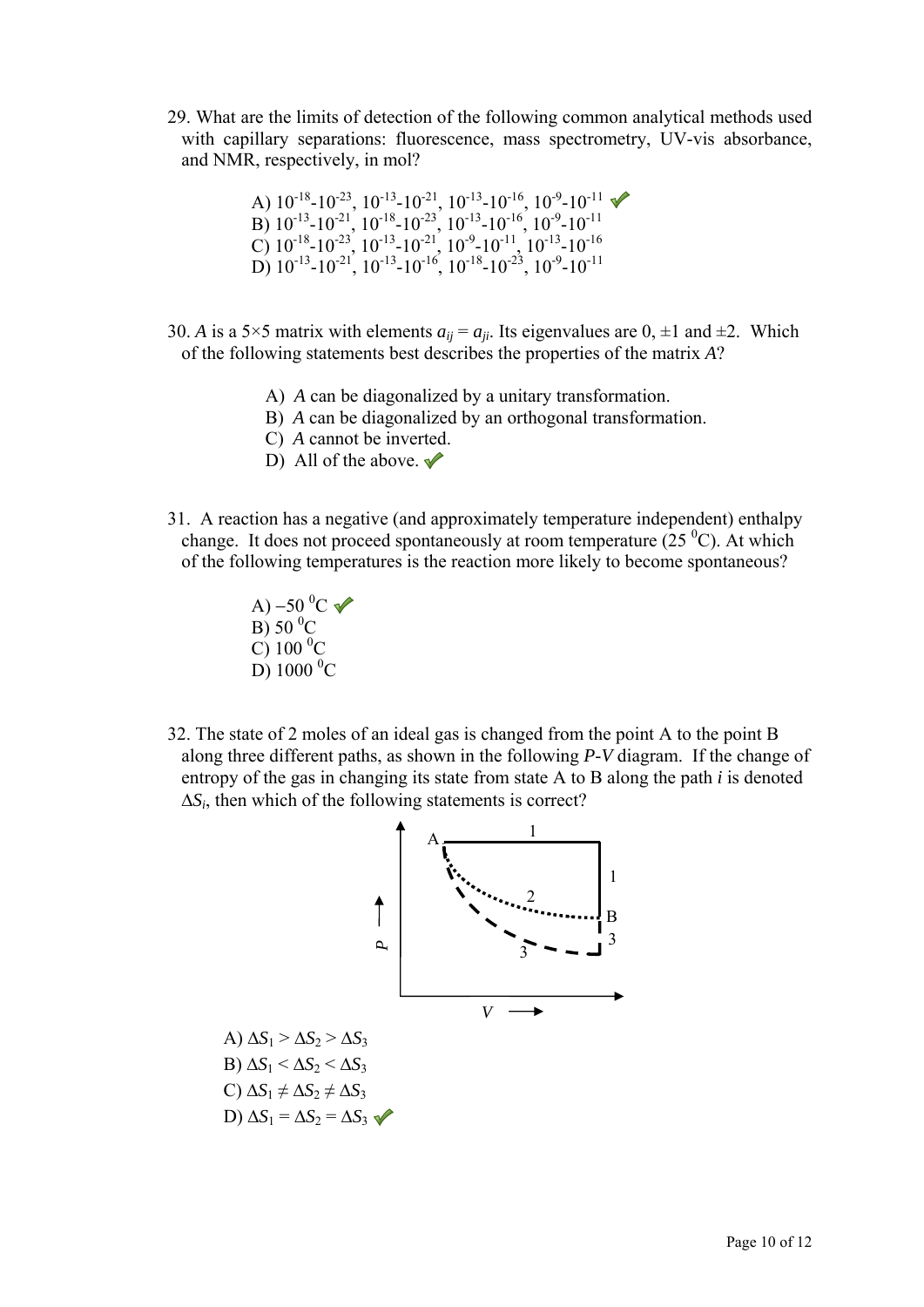29. What are the limits of detection of the following common analytical methods used with capillary separations: fluorescence, mass spectrometry, UV-vis absorbance, and NMR, respectively, in mol?

A) $10^{-18}$-$10^{-23}$, $10^{-13}$-$10^{-21}$, $10^{-13}$-$10^{-16}$, $10^{-9}$-$10^{-11}$ ✓
B) $10^{-13}$-$10^{-21}$, $10^{-18}$-$10^{-23}$, $10^{-13}$-$10^{-16}$, $10^{-9}$-$10^{-11}$
C) $10^{-18}$-$10^{-23}$, $10^{-13}$-$10^{-21}$, $10^{-9}$-$10^{-11}$, $10^{-13}$-$10^{-16}$
D) $10^{-13}$-$10^{-21}$, $10^{-13}$-$10^{-16}$, $10^{-18}$-$10^{-23}$, $10^{-9}$-$10^{-11}$

30. $A$ is a 5×5 matrix with elements $a_{ij} = a_{ji}$. Its eigenvalues are 0, ±1 and ±2. Which of the following statements best describes the properties of the matrix $A$?

A) $A$ can be diagonalized by a unitary transformation.
B) $A$ can be diagonalized by an orthogonal transformation.
C) $A$ cannot be inverted.
D) All of the above. ✓

31. A reaction has a negative (and approximately temperature independent) enthalpy change. It does not proceed spontaneously at room temperature (25 $^0$C). At which of the following temperatures is the reaction more likely to become spontaneous?

A) –50 $^0$C ✓
B) 50 $^0$C
C) 100 $^0$C
D) 1000 $^0$C

32. The state of 2 moles of an ideal gas is changed from the point A to the point B along three different paths, as shown in the following $P$-$V$ diagram. If the change of entropy of the gas in changing its state from A to B along the path $i$ is denoted $\Delta S_i$, then which of the following statements is correct?

A) $\Delta S_1 > \Delta S_2 > \Delta S_3$
B) $\Delta S_1 < \Delta S_2 < \Delta S_3$
C) $\Delta S_1 \neq \Delta S_2 \neq \Delta S_3$
D) $\Delta S_1 = \Delta S_2 = \Delta S_3$ ✓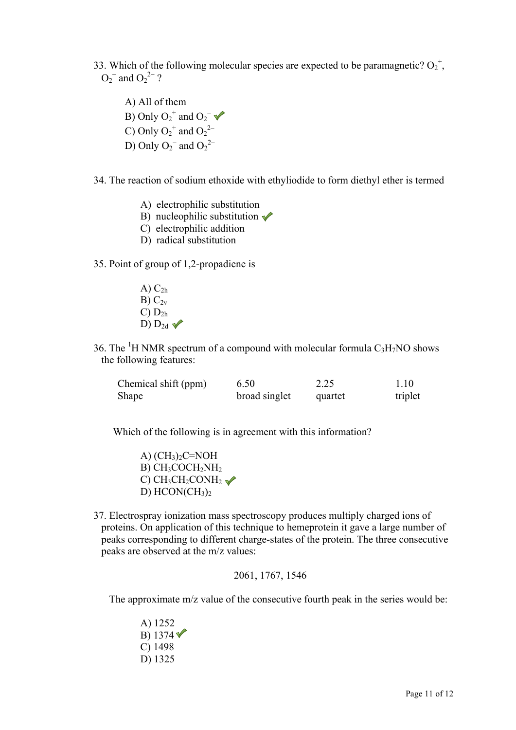33. Which of the following molecular species are expected to be paramagnetic? $O_2^+$, $O_2^-$ and $O_2^{2-}$ ?

A) All of them
B) Only $O_2^+$ and $O_2^-$ ✔
C) Only $O_2^+$ and $O_2^{2-}$
D) Only $O_2^-$ and $O_2^{2-}$

34. The reaction of sodium ethoxide with ethyliodide to form diethyl ether is termed

A) electrophilic substitution
B) nucleophilic substitution ✔
C) electrophilic addition
D) radical substitution

35. Point of group of 1,2-propadiene is

A) $C_{2h}$
B) $C_{2v}$
C) $D_{2h}$
D) $D_{2d}$ ✔

36. The [1]H NMR spectrum of a compound with molecular formula $C_3H_7NO$ shows the following features:

| Chemical shift (ppm) | 6.50 | 2.25 | 1.10 |
|---|---|---|---|
| Shape | broad singlet | quartet | triplet |

Which of the following is in agreement with this information?

A) $(CH_3)_2C{=}NOH$
B) $CH_3COCH_2NH_2$
C) $CH_3CH_2CONH_2$ ✔
D) $HCON(CH_3)_2$

37. Electrospray ionization mass spectroscopy produces multiply charged ions of proteins. On application of this technique to hemeprotein it gave a large number of peaks corresponding to different charge-states of the protein. The three consecutive peaks are observed at the m/z values:

2061, 1767, 1546

The approximate m/z value of the consecutive fourth peak in the series would be:

A) 1252
B) 1374 ✔
C) 1498
D) 1325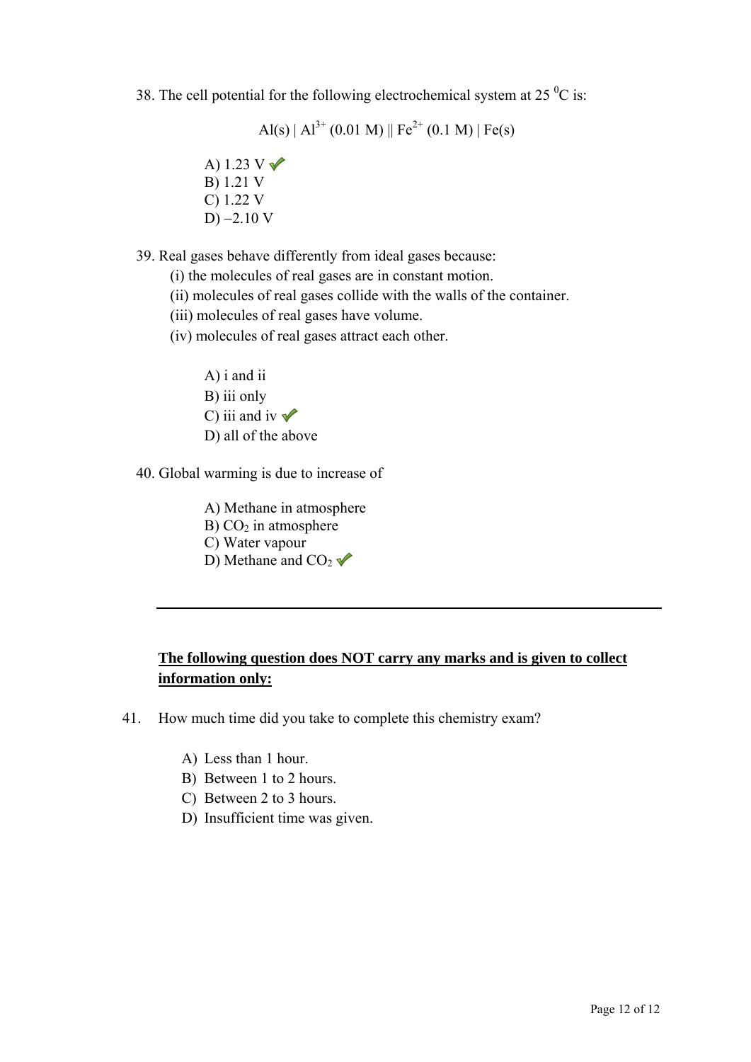38. The cell potential for the following electrochemical system at 25 $^{0}$C is:

$$Al(s) \mid Al^{3+}\ (0.01\ M) \parallel Fe^{2+}\ (0.1\ M) \mid Fe(s)$$

A) 1.23 V ✓
B) 1.21 V
C) 1.22 V
D) −2.10 V

39. Real gases behave differently from ideal gases because:
(i) the molecules of real gases are in constant motion.
(ii) molecules of real gases collide with the walls of the container.
(iii) molecules of real gases have volume.
(iv) molecules of real gases attract each other.

A) i and ii
B) iii only
C) iii and iv ✓
D) all of the above

40. Global warming is due to increase of

A) Methane in atmosphere
B) $CO_2$ in atmosphere
C) Water vapour
D) Methane and $CO_2$ ✓

---

**<u>The following question does NOT carry any marks and is given to collect information only:</u>**

41. How much time did you take to complete this chemistry exam?

A) Less than 1 hour.
B) Between 1 to 2 hours.
C) Between 2 to 3 hours.
D) Insufficient time was given.